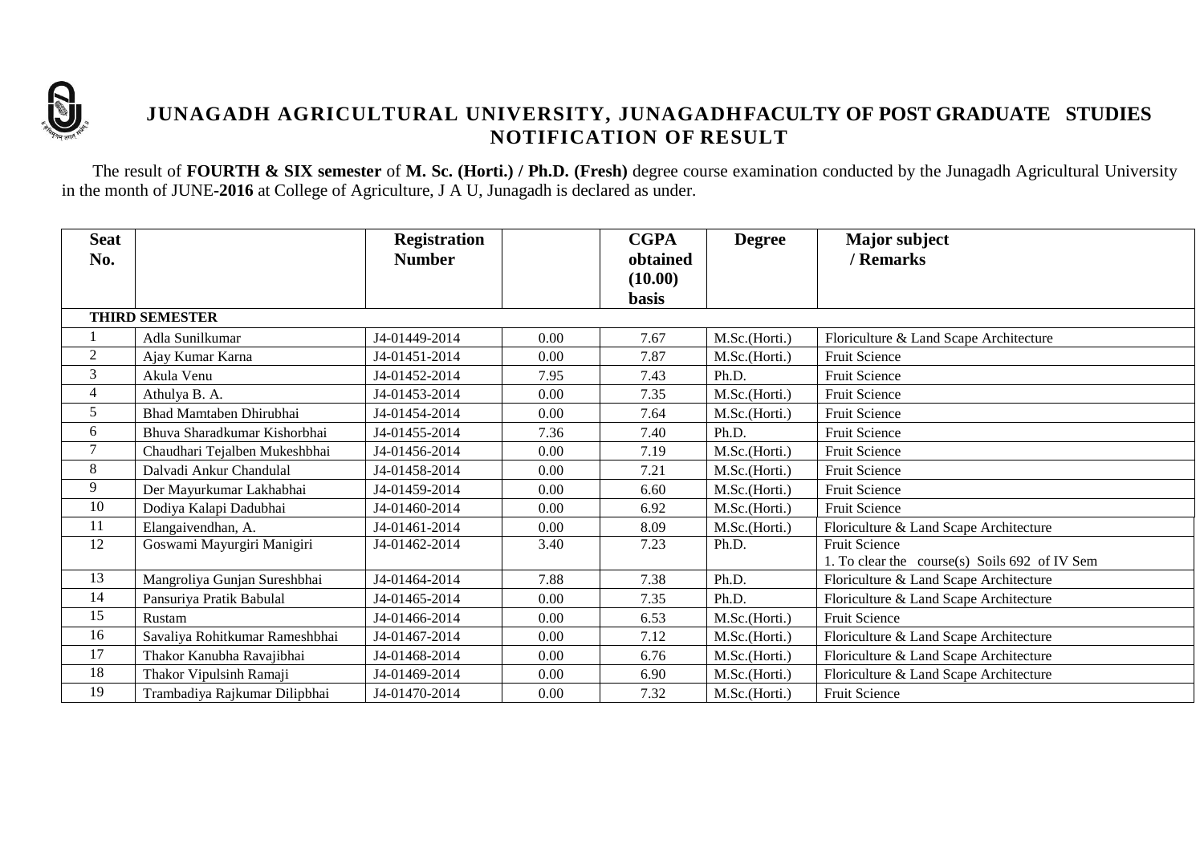# JUNAGADH AGRICULTURAL UNIVERSITY, JUNAGADHFACULTY OF POST GRADUATE STUDIES
## NOTIFICATION OF RESULT

The result of **FOURTH & SIX semester** of **M. Sc. (Horti.) / Ph.D. (Fresh)** degree course examination conducted by the Junagadh Agricultural University in the month of JUNE-**2016** at College of Agriculture, J A U, Junagadh is declared as under.

| Seat No. | | Registration Number | | CGPA obtained (10.00) basis | Degree | Major subject / Remarks |
|---|---|---|---|---|---|---|
| **THIRD SEMESTER** | | | | | | |
| 1 | Adla Sunilkumar | J4-01449-2014 | 0.00 | 7.67 | M.Sc.(Horti.) | Floriculture & Land Scape Architecture |
| 2 | Ajay Kumar Karna | J4-01451-2014 | 0.00 | 7.87 | M.Sc.(Horti.) | Fruit Science |
| 3 | Akula Venu | J4-01452-2014 | 7.95 | 7.43 | Ph.D. | Fruit Science |
| 4 | Athulya B. A. | J4-01453-2014 | 0.00 | 7.35 | M.Sc.(Horti.) | Fruit Science |
| 5 | Bhad Mamtaben Dhirubhai | J4-01454-2014 | 0.00 | 7.64 | M.Sc.(Horti.) | Fruit Science |
| 6 | Bhuva Sharadkumar Kishorbhai | J4-01455-2014 | 7.36 | 7.40 | Ph.D. | Fruit Science |
| 7 | Chaudhari Tejalben Mukeshbhai | J4-01456-2014 | 0.00 | 7.19 | M.Sc.(Horti.) | Fruit Science |
| 8 | Dalvadi Ankur Chandulal | J4-01458-2014 | 0.00 | 7.21 | M.Sc.(Horti.) | Fruit Science |
| 9 | Der Mayurkumar Lakhabhai | J4-01459-2014 | 0.00 | 6.60 | M.Sc.(Horti.) | Fruit Science |
| 10 | Dodiya Kalapi Dadubhai | J4-01460-2014 | 0.00 | 6.92 | M.Sc.(Horti.) | Fruit Science |
| 11 | Elangaivendhan, A. | J4-01461-2014 | 0.00 | 8.09 | M.Sc.(Horti.) | Floriculture & Land Scape Architecture |
| 12 | Goswami Mayurgiri Manigiri | J4-01462-2014 | 3.40 | 7.23 | Ph.D. | Fruit Science<br>1. To clear the course(s) Soils 692 of IV Sem |
| 13 | Mangroliya Gunjan Sureshbhai | J4-01464-2014 | 7.88 | 7.38 | Ph.D. | Floriculture & Land Scape Architecture |
| 14 | Pansuriya Pratik Babulal | J4-01465-2014 | 0.00 | 7.35 | Ph.D. | Floriculture & Land Scape Architecture |
| 15 | Rustam | J4-01466-2014 | 0.00 | 6.53 | M.Sc.(Horti.) | Fruit Science |
| 16 | Savaliya Rohitkumar Rameshbhai | J4-01467-2014 | 0.00 | 7.12 | M.Sc.(Horti.) | Floriculture & Land Scape Architecture |
| 17 | Thakor Kanubha Ravajibhai | J4-01468-2014 | 0.00 | 6.76 | M.Sc.(Horti.) | Floriculture & Land Scape Architecture |
| 18 | Thakor Vipulsinh Ramaji | J4-01469-2014 | 0.00 | 6.90 | M.Sc.(Horti.) | Floriculture & Land Scape Architecture |
| 19 | Trambadiya Rajkumar Dilipbhai | J4-01470-2014 | 0.00 | 7.32 | M.Sc.(Horti.) | Fruit Science |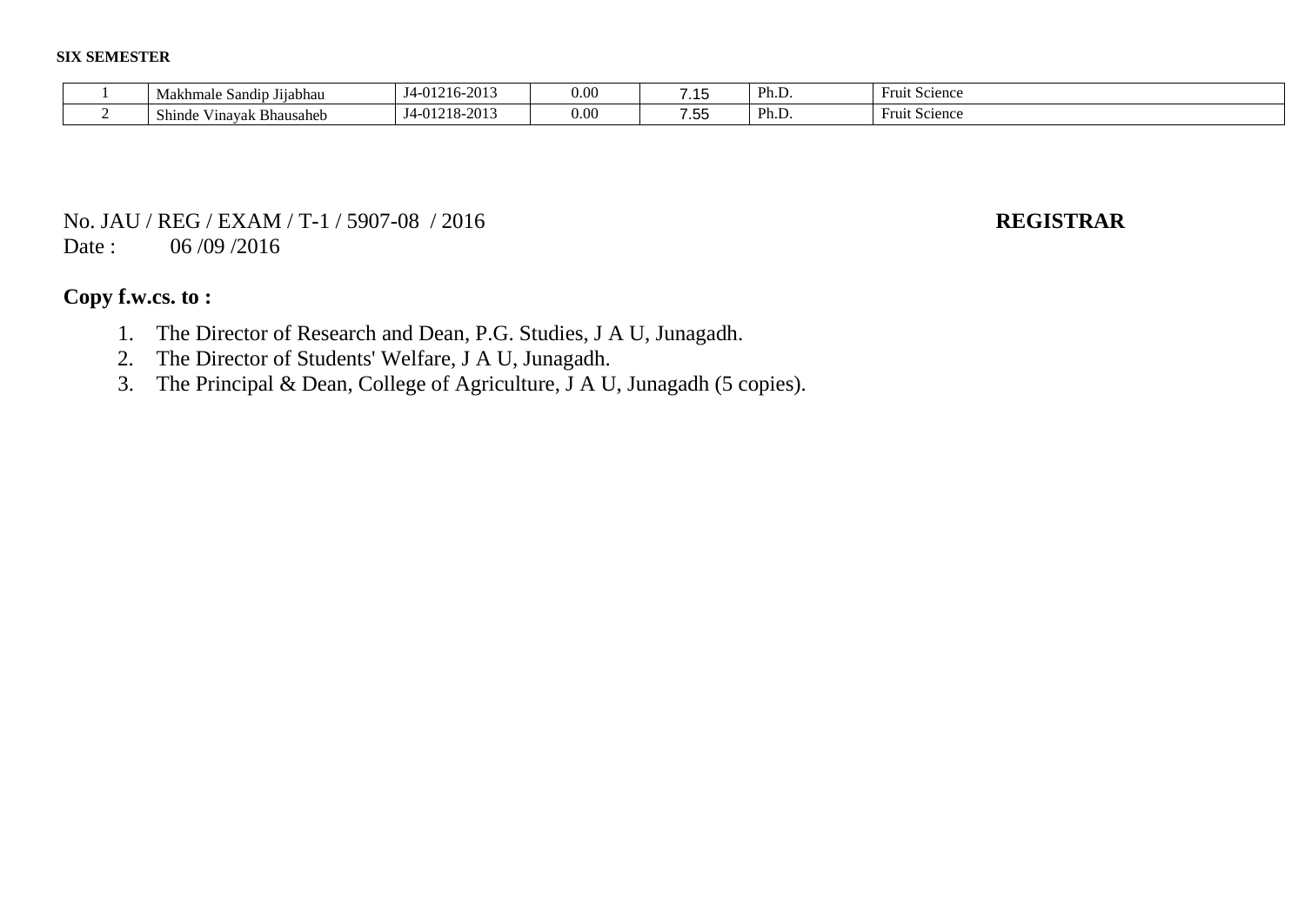**SIX SEMESTER**

| | | | | | | |
|---|---|---|---|---|---|---|
| 1 | Makhmale Sandip Jijabhau | J4-01216-2013 | 0.00 | 7.15 | Ph.D. | Fruit Science |
| 2 | Shinde Vinayak Bhausaheb | J4-01218-2013 | 0.00 | 7.55 | Ph.D. | Fruit Science |

No. JAU / REG / EXAM / T-1 / 5907-08 / 2016

Date : 06 /09 /2016

**REGISTRAR**

**Copy f.w.cs. to :**

1. The Director of Research and Dean, P.G. Studies, J A U, Junagadh.
2. The Director of Students' Welfare, J A U, Junagadh.
3. The Principal & Dean, College of Agriculture, J A U, Junagadh (5 copies).